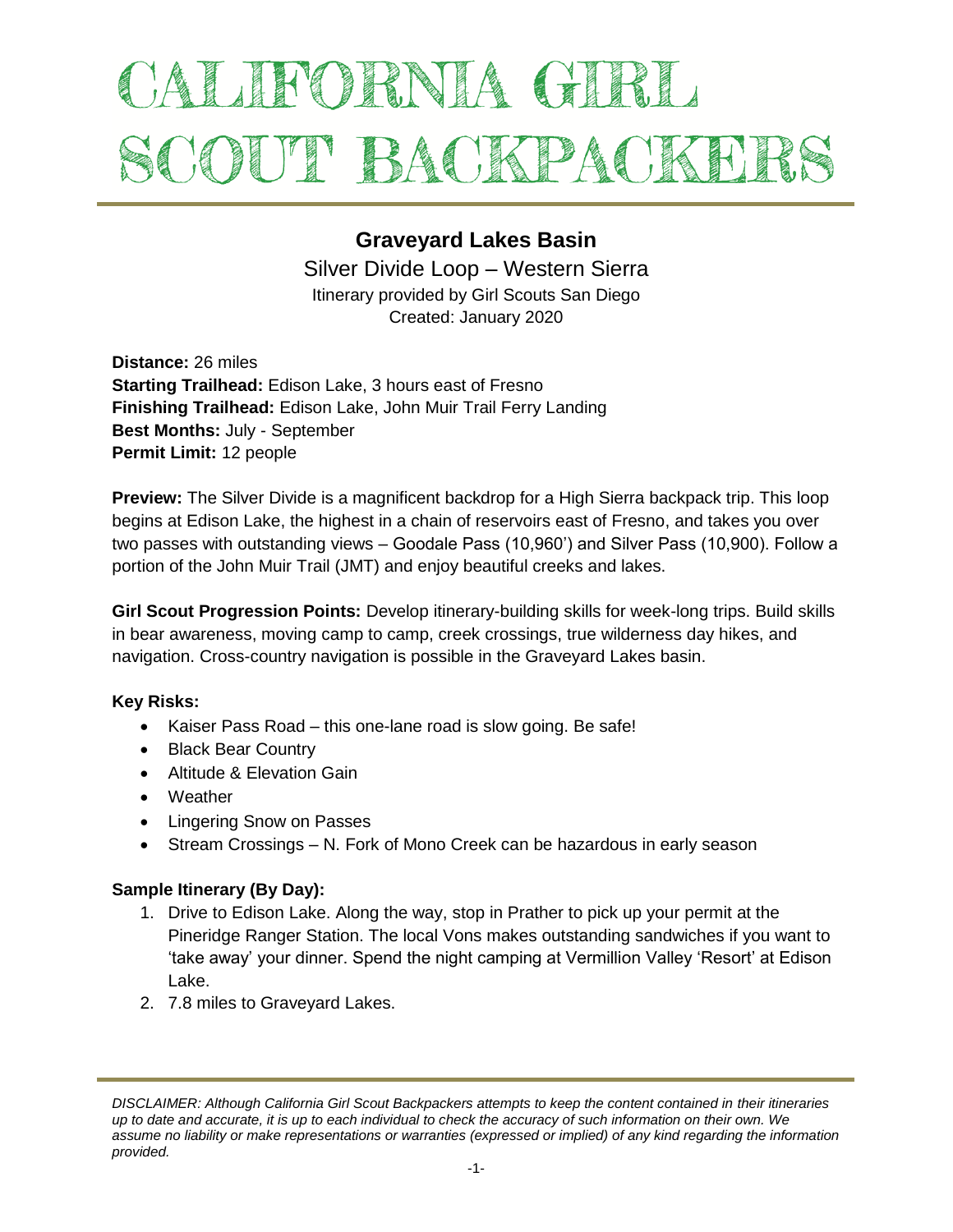# CALIFORNIA GIRL SCOUT BACKPACKERS

## Graveyard Lakes Basin

Silver Divide Loop – Western Sierra

Itinerary provided by Girl Scouts San Diego

Created: January 2020

**Distance:** 26 miles
**Starting Trailhead:** Edison Lake, 3 hours east of Fresno
**Finishing Trailhead:** Edison Lake, John Muir Trail Ferry Landing
**Best Months:** July - September
**Permit Limit:** 12 people

**Preview:** The Silver Divide is a magnificent backdrop for a High Sierra backpack trip. This loop begins at Edison Lake, the highest in a chain of reservoirs east of Fresno, and takes you over two passes with outstanding views – Goodale Pass (10,960') and Silver Pass (10,900). Follow a portion of the John Muir Trail (JMT) and enjoy beautiful creeks and lakes.

**Girl Scout Progression Points:** Develop itinerary-building skills for week-long trips. Build skills in bear awareness, moving camp to camp, creek crossings, true wilderness day hikes, and navigation. Cross-country navigation is possible in the Graveyard Lakes basin.

**Key Risks:**

- Kaiser Pass Road – this one-lane road is slow going. Be safe!
- Black Bear Country
- Altitude & Elevation Gain
- Weather
- Lingering Snow on Passes
- Stream Crossings – N. Fork of Mono Creek can be hazardous in early season

**Sample Itinerary (By Day):**

1. Drive to Edison Lake. Along the way, stop in Prather to pick up your permit at the Pineridge Ranger Station. The local Vons makes outstanding sandwiches if you want to 'take away' your dinner. Spend the night camping at Vermillion Valley 'Resort' at Edison Lake.
2. 7.8 miles to Graveyard Lakes.

*DISCLAIMER: Although California Girl Scout Backpackers attempts to keep the content contained in their itineraries up to date and accurate, it is up to each individual to check the accuracy of such information on their own. We assume no liability or make representations or warranties (expressed or implied) of any kind regarding the information provided.*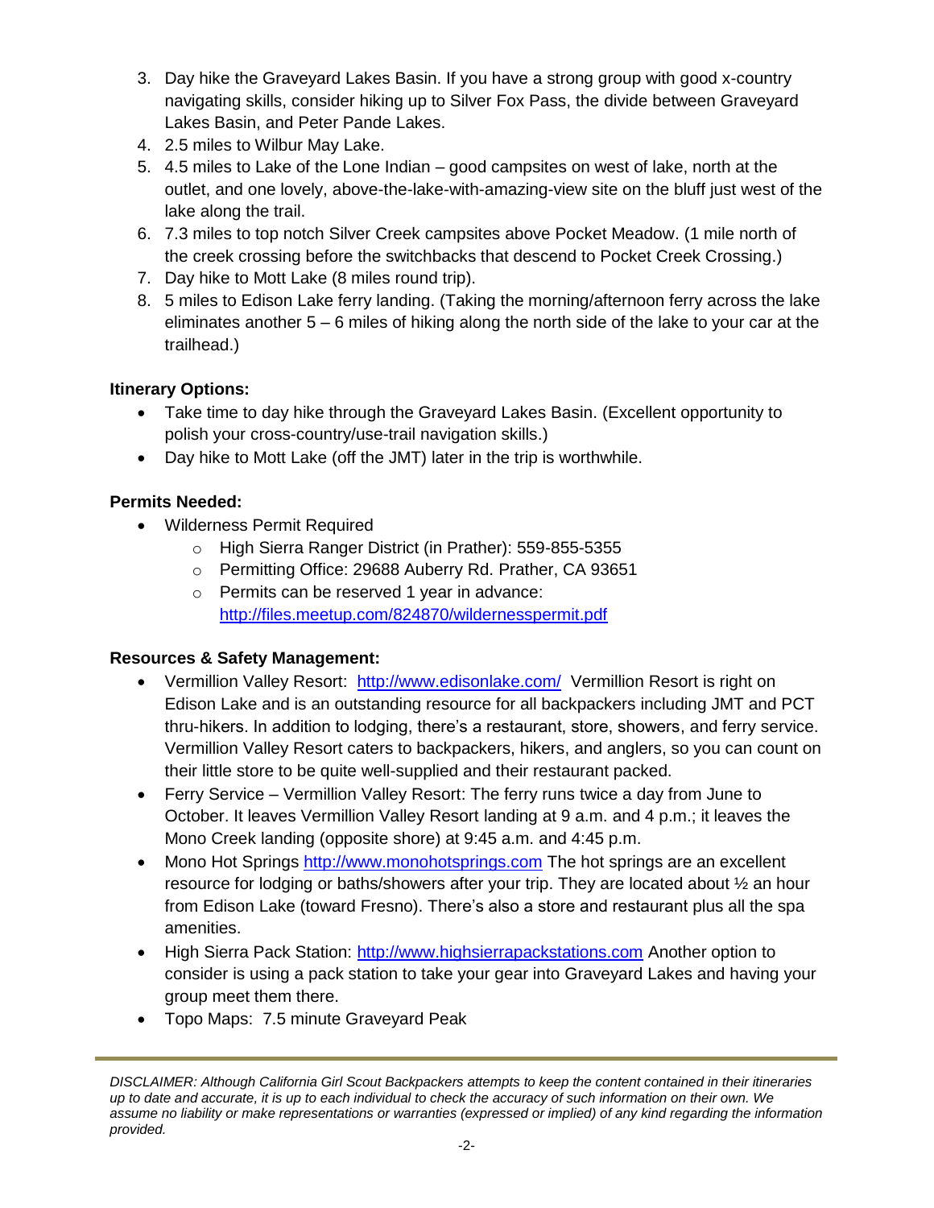3. Day hike the Graveyard Lakes Basin. If you have a strong group with good x-country navigating skills, consider hiking up to Silver Fox Pass, the divide between Graveyard Lakes Basin, and Peter Pande Lakes.
4. 2.5 miles to Wilbur May Lake.
5. 4.5 miles to Lake of the Lone Indian – good campsites on west of lake, north at the outlet, and one lovely, above-the-lake-with-amazing-view site on the bluff just west of the lake along the trail.
6. 7.3 miles to top notch Silver Creek campsites above Pocket Meadow. (1 mile north of the creek crossing before the switchbacks that descend to Pocket Creek Crossing.)
7. Day hike to Mott Lake (8 miles round trip).
8. 5 miles to Edison Lake ferry landing. (Taking the morning/afternoon ferry across the lake eliminates another 5 – 6 miles of hiking along the north side of the lake to your car at the trailhead.)

**Itinerary Options:**

- Take time to day hike through the Graveyard Lakes Basin. (Excellent opportunity to polish your cross-country/use-trail navigation skills.)
- Day hike to Mott Lake (off the JMT) later in the trip is worthwhile.

**Permits Needed:**

- Wilderness Permit Required
  - High Sierra Ranger District (in Prather): 559-855-5355
  - Permitting Office: 29688 Auberry Rd. Prather, CA 93651
  - Permits can be reserved 1 year in advance: http://files.meetup.com/824870/wildernesspermit.pdf

**Resources & Safety Management:**

- Vermillion Valley Resort: http://www.edisonlake.com/ Vermillion Resort is right on Edison Lake and is an outstanding resource for all backpackers including JMT and PCT thru-hikers. In addition to lodging, there's a restaurant, store, showers, and ferry service. Vermillion Valley Resort caters to backpackers, hikers, and anglers, so you can count on their little store to be quite well-supplied and their restaurant packed.
- Ferry Service – Vermillion Valley Resort: The ferry runs twice a day from June to October. It leaves Vermillion Valley Resort landing at 9 a.m. and 4 p.m.; it leaves the Mono Creek landing (opposite shore) at 9:45 a.m. and 4:45 p.m.
- Mono Hot Springs http://www.monohotsprings.com The hot springs are an excellent resource for lodging or baths/showers after your trip. They are located about ½ an hour from Edison Lake (toward Fresno). There's also a store and restaurant plus all the spa amenities.
- High Sierra Pack Station: http://www.highsierrapackstations.com Another option to consider is using a pack station to take your gear into Graveyard Lakes and having your group meet them there.
- Topo Maps: 7.5 minute Graveyard Peak

*DISCLAIMER: Although California Girl Scout Backpackers attempts to keep the content contained in their itineraries up to date and accurate, it is up to each individual to check the accuracy of such information on their own. We assume no liability or make representations or warranties (expressed or implied) of any kind regarding the information provided.*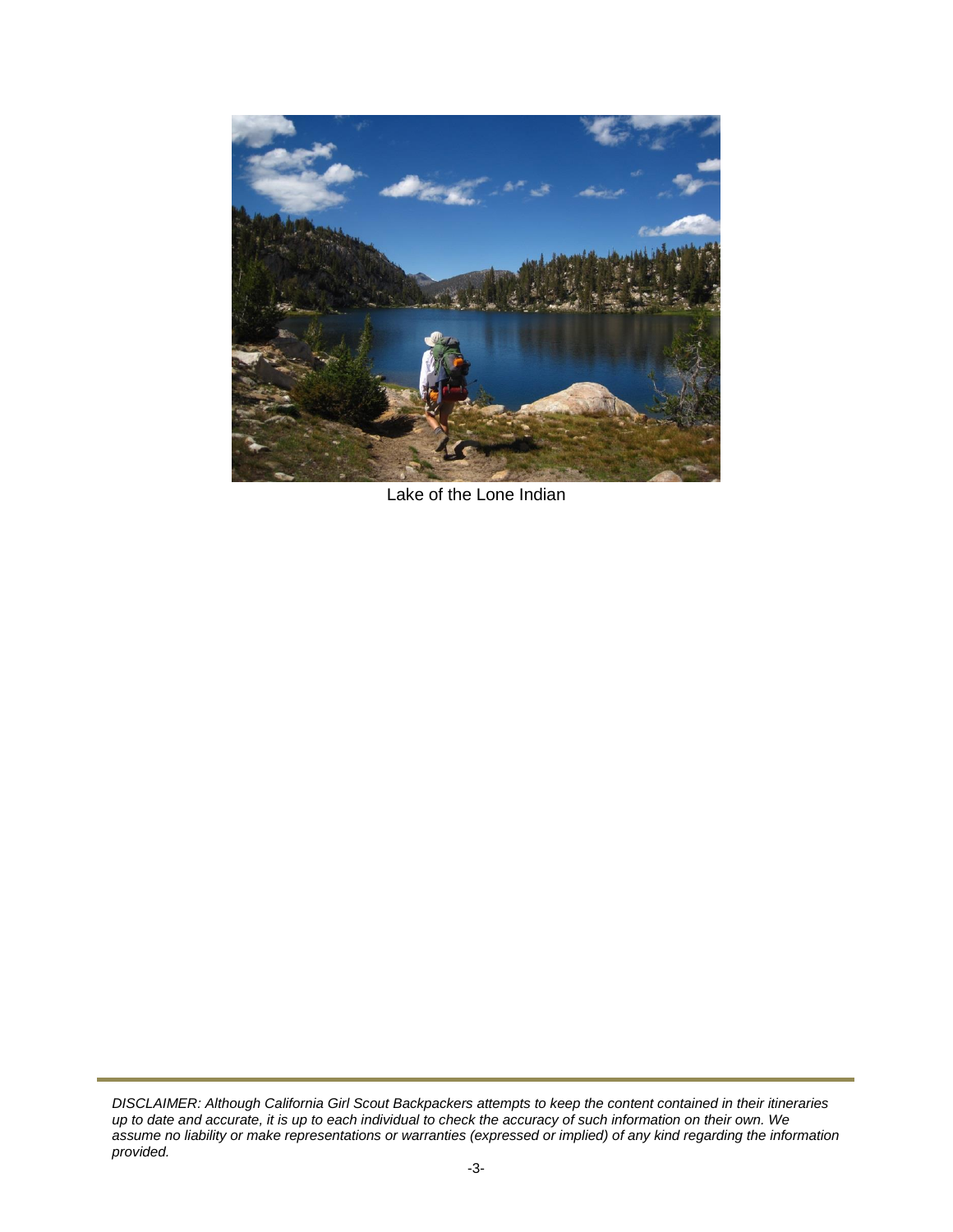Lake of the Lone Indian

*DISCLAIMER: Although California Girl Scout Backpackers attempts to keep the content contained in their itineraries up to date and accurate, it is up to each individual to check the accuracy of such information on their own. We assume no liability or make representations or warranties (expressed or implied) of any kind regarding the information provided.*